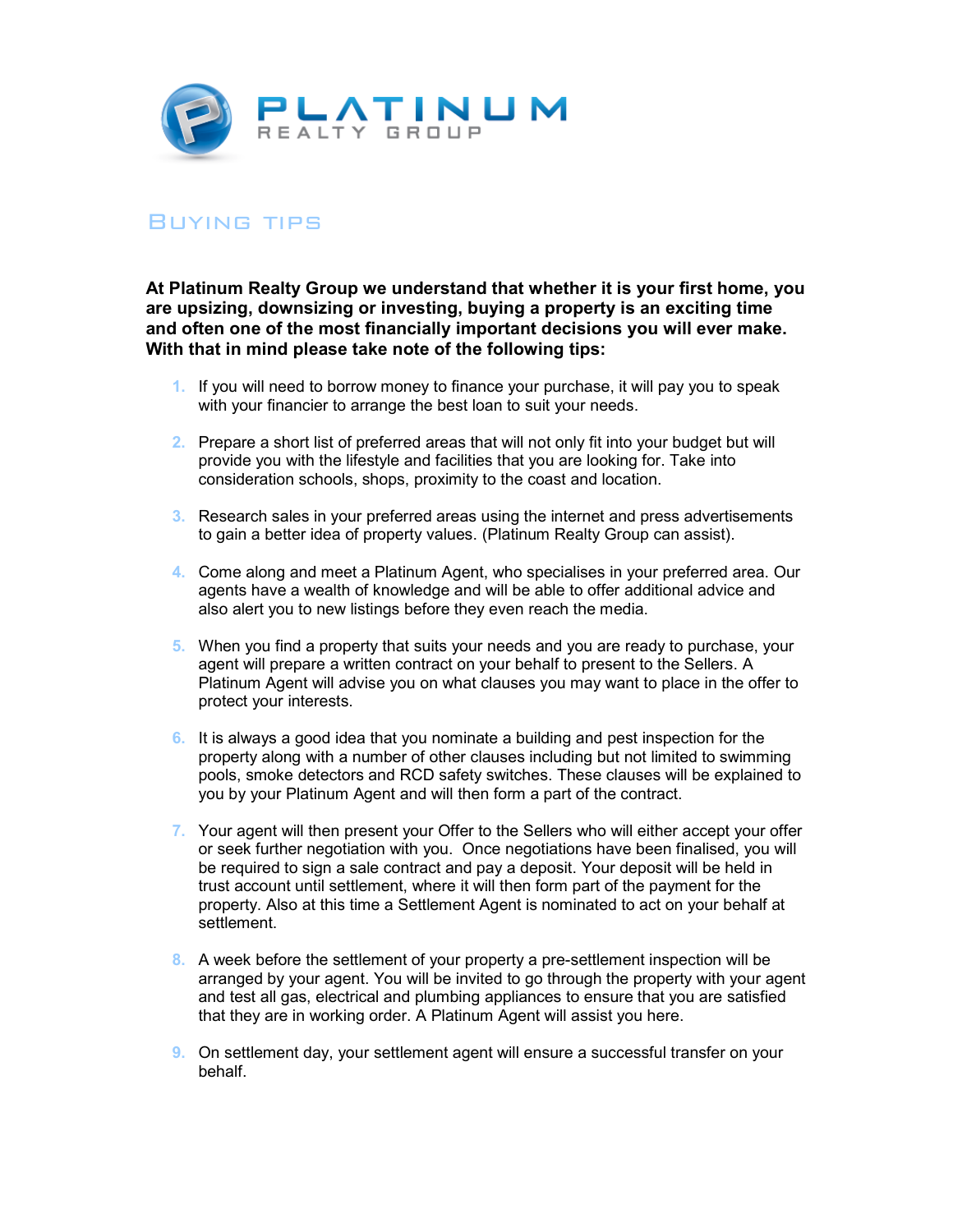# PLATINUM REALTY GROUP

## Buying tips

**At Platinum Realty Group we understand that whether it is your first home, you are upsizing, downsizing or investing, buying a property is an exciting time and often one of the most financially important decisions you will ever make. With that in mind please take note of the following tips:**

1. If you will need to borrow money to finance your purchase, it will pay you to speak with your financier to arrange the best loan to suit your needs.

2. Prepare a short list of preferred areas that will not only fit into your budget but will provide you with the lifestyle and facilities that you are looking for. Take into consideration schools, shops, proximity to the coast and location.

3. Research sales in your preferred areas using the internet and press advertisements to gain a better idea of property values. (Platinum Realty Group can assist).

4. Come along and meet a Platinum Agent, who specialises in your preferred area. Our agents have a wealth of knowledge and will be able to offer additional advice and also alert you to new listings before they even reach the media.

5. When you find a property that suits your needs and you are ready to purchase, your agent will prepare a written contract on your behalf to present to the Sellers. A Platinum Agent will advise you on what clauses you may want to place in the offer to protect your interests.

6. It is always a good idea that you nominate a building and pest inspection for the property along with a number of other clauses including but not limited to swimming pools, smoke detectors and RCD safety switches. These clauses will be explained to you by your Platinum Agent and will then form a part of the contract.

7. Your agent will then present your Offer to the Sellers who will either accept your offer or seek further negotiation with you. Once negotiations have been finalised, you will be required to sign a sale contract and pay a deposit. Your deposit will be held in trust account until settlement, where it will then form part of the payment for the property. Also at this time a Settlement Agent is nominated to act on your behalf at settlement.

8. A week before the settlement of your property a pre-settlement inspection will be arranged by your agent. You will be invited to go through the property with your agent and test all gas, electrical and plumbing appliances to ensure that you are satisfied that they are in working order. A Platinum Agent will assist you here.

9. On settlement day, your settlement agent will ensure a successful transfer on your behalf.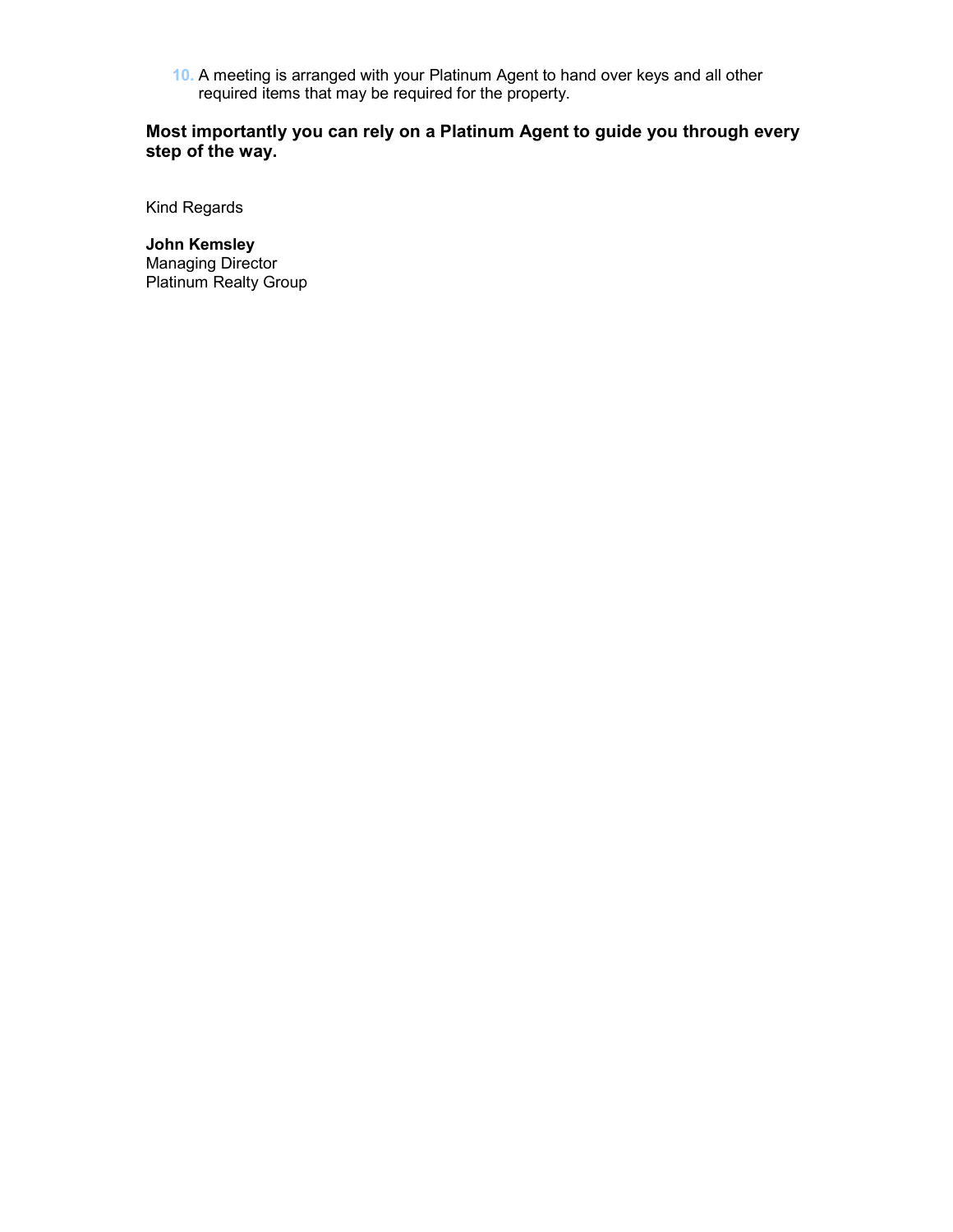10. A meeting is arranged with your Platinum Agent to hand over keys and all other required items that may be required for the property.

**Most importantly you can rely on a Platinum Agent to guide you through every step of the way.**

Kind Regards

**John Kemsley**
Managing Director
Platinum Realty Group